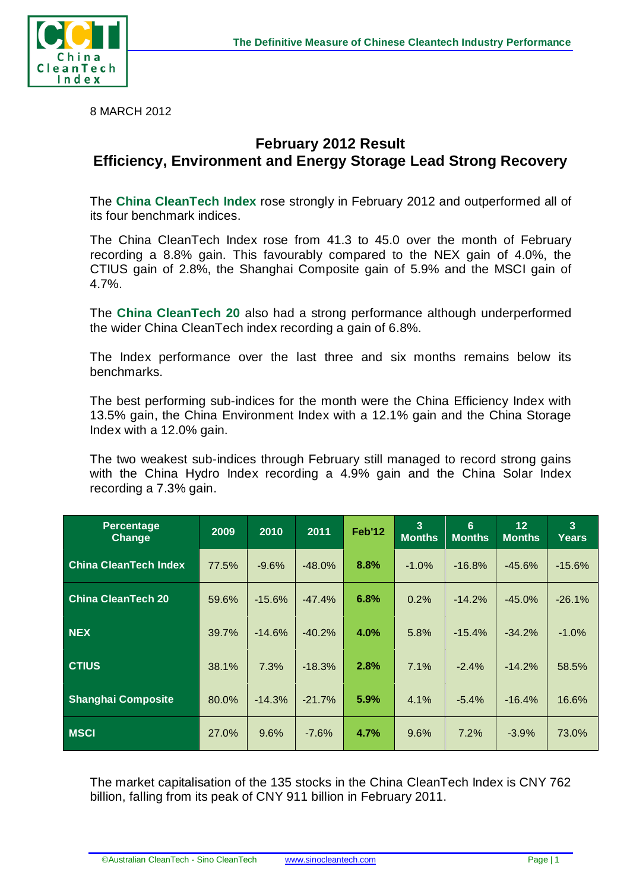8 MARCH 2012

## February 2012 Result
## Efficiency, Environment and Energy Storage Lead Strong Recovery

The **China CleanTech Index** rose strongly in February 2012 and outperformed all of its four benchmark indices.

The China CleanTech Index rose from 41.3 to 45.0 over the month of February recording a 8.8% gain. This favourably compared to the NEX gain of 4.0%, the CTIUS gain of 2.8%, the Shanghai Composite gain of 5.9% and the MSCI gain of 4.7%.

The **China CleanTech 20** also had a strong performance although underperformed the wider China CleanTech index recording a gain of 6.8%.

The Index performance over the last three and six months remains below its benchmarks.

The best performing sub-indices for the month were the China Efficiency Index with 13.5% gain, the China Environment Index with a 12.1% gain and the China Storage Index with a 12.0% gain.

The two weakest sub-indices through February still managed to record strong gains with the China Hydro Index recording a 4.9% gain and the China Solar Index recording a 7.3% gain.

| Percentage Change | 2009 | 2010 | 2011 | Feb'12 | 3 Months | 6 Months | 12 Months | 3 Years |
|---|---|---|---|---|---|---|---|---|
| **China CleanTech Index** | 77.5% | -9.6% | -48.0% | **8.8%** | -1.0% | -16.8% | -45.6% | -15.6% |
| **China CleanTech 20** | 59.6% | -15.6% | -47.4% | **6.8%** | 0.2% | -14.2% | -45.0% | -26.1% |
| **NEX** | 39.7% | -14.6% | -40.2% | **4.0%** | 5.8% | -15.4% | -34.2% | -1.0% |
| **CTIUS** | 38.1% | 7.3% | -18.3% | **2.8%** | 7.1% | -2.4% | -14.2% | 58.5% |
| **Shanghai Composite** | 80.0% | -14.3% | -21.7% | **5.9%** | 4.1% | -5.4% | -16.4% | 16.6% |
| **MSCI** | 27.0% | 9.6% | -7.6% | **4.7%** | 9.6% | 7.2% | -3.9% | 73.0% |

The market capitalisation of the 135 stocks in the China CleanTech Index is CNY 762 billion, falling from its peak of CNY 911 billion in February 2011.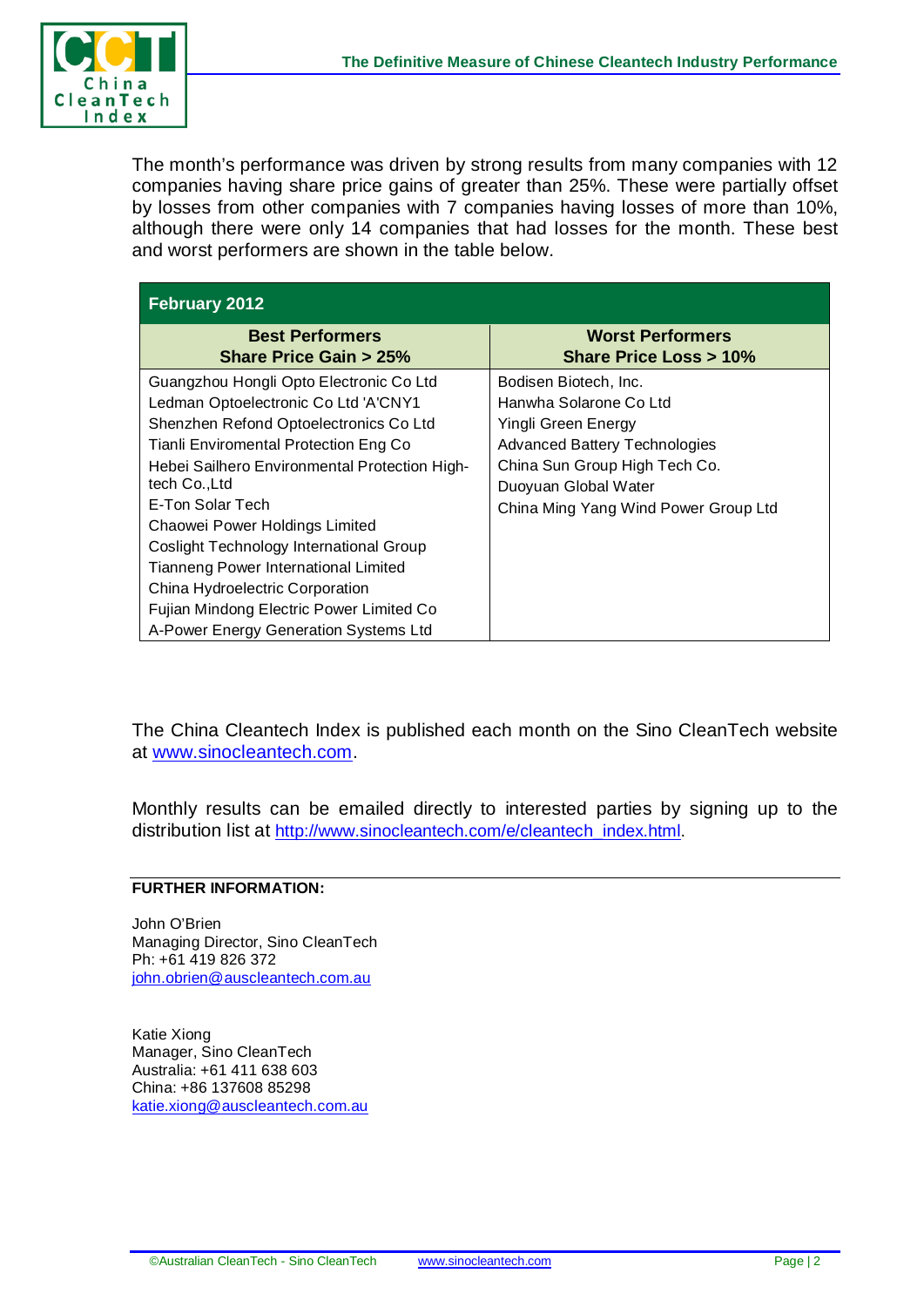The month's performance was driven by strong results from many companies with 12 companies having share price gains of greater than 25%. These were partially offset by losses from other companies with 7 companies having losses of more than 10%, although there were only 14 companies that had losses for the month. These best and worst performers are shown in the table below.

| February 2012 | |
|---|---|
| **Best Performers Share Price Gain > 25%** | **Worst Performers Share Price Loss > 10%** |
| Guangzhou Hongli Opto Electronic Co Ltd | Bodisen Biotech, Inc. |
| Ledman Optoelectronic Co Ltd 'A'CNY1 | Hanwha Solarone Co Ltd |
| Shenzhen Refond Optoelectronics Co Ltd | Yingli Green Energy |
| Tianli Enviromental Protection Eng Co | Advanced Battery Technologies |
| Hebei Sailhero Environmental Protection High-tech Co.,Ltd | China Sun Group High Tech Co. |
| E-Ton Solar Tech | Duoyuan Global Water |
| Chaowei Power Holdings Limited | China Ming Yang Wind Power Group Ltd |
| Coslight Technology International Group | |
| Tianneng Power International Limited | |
| China Hydroelectric Corporation | |
| Fujian Mindong Electric Power Limited Co | |
| A-Power Energy Generation Systems Ltd | |

The China Cleantech Index is published each month on the Sino CleanTech website at www.sinocleantech.com.

Monthly results can be emailed directly to interested parties by signing up to the distribution list at http://www.sinocleantech.com/e/cleantech_index.html.

**FURTHER INFORMATION:**

John O'Brien
Managing Director, Sino CleanTech
Ph: +61 419 826 372
john.obrien@auscleantech.com.au

Katie Xiong
Manager, Sino CleanTech
Australia: +61 411 638 603
China: +86 137608 85298
katie.xiong@auscleantech.com.au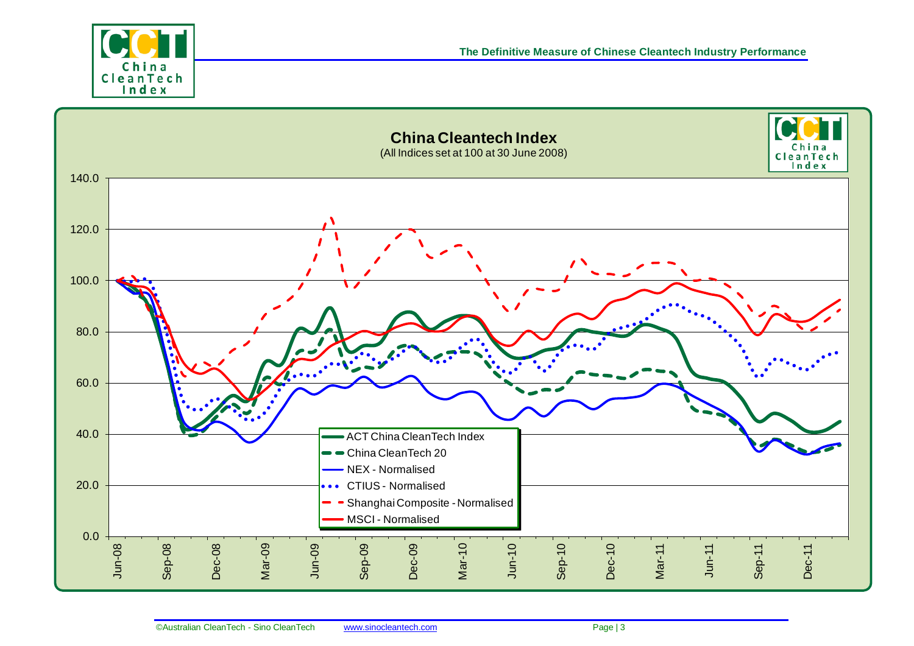China Cleantech Index
(All Indices set at 100 at 30 June 2008)

140.0
120.0
100.0
80.0
60.0
40.0
20.0
0.0

Jun-08
Sep-08
Dec-08
Mar-09
Jun-09
Sep-09
Dec-09
Mar-10
Jun-10
Sep-10
Dec-10
Mar-11
Jun-11
Sep-11
Dec-11

ACT China CleanTech Index
China CleanTech 20
NEX - Normalised
CTIUS - Normalised
Shanghai Composite - Normalised
MSCI - Normalised